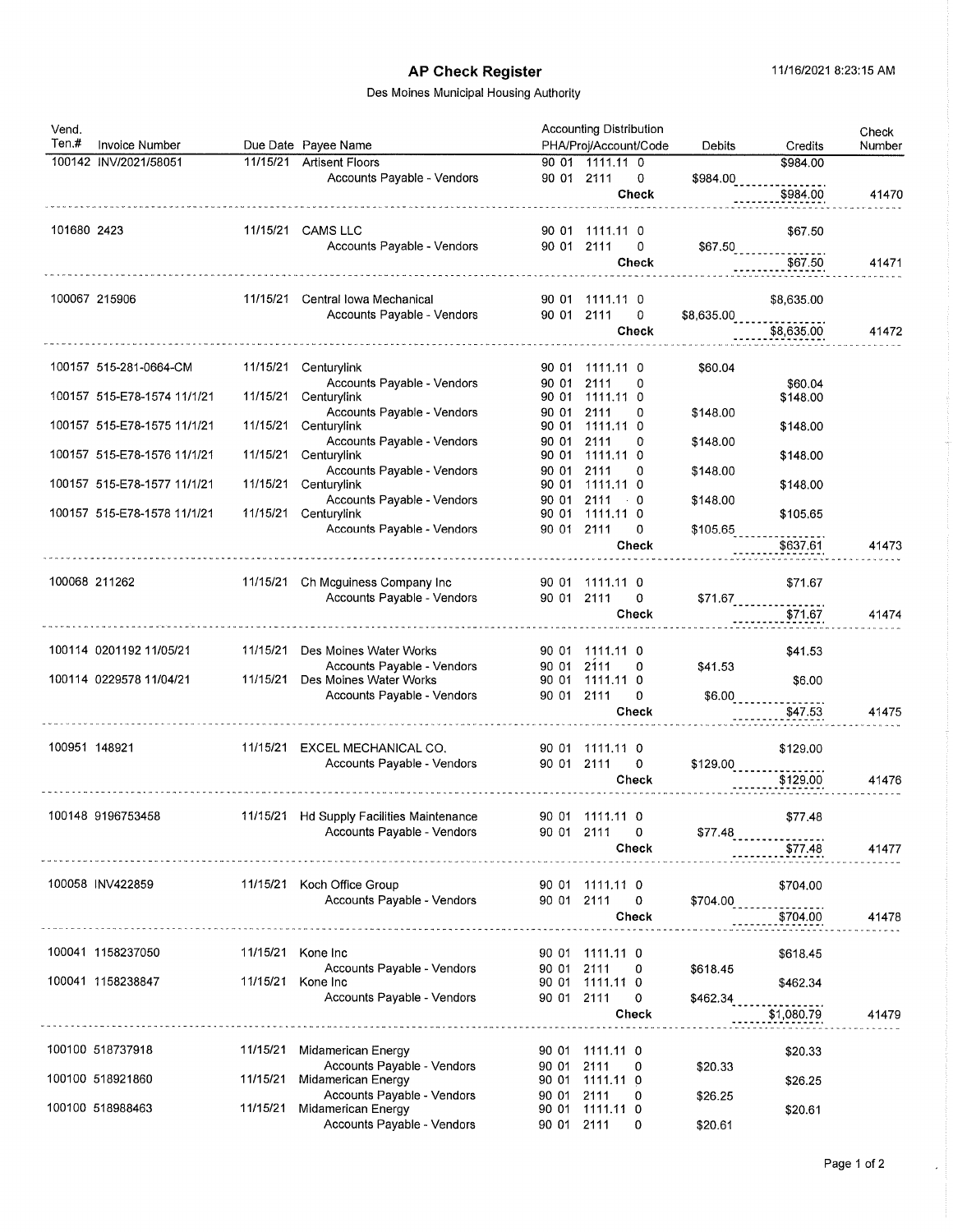# AP Check Register

11/16/2021 8:23:15 AM

Des Moines Municipal Housing Authority

| Vend. Ten.# | Invoice Number | Due Date | Payee Name | Accounting Distribution PHA/Proj/Account/Code | Debits | Credits | Check Number |
|---|---|---|---|---|---|---|---|
| 100142 | INV/2021/58051 | 11/15/21 | Artisent Floors | 90 01 1111.11 0 | | $984.00 | |
| | | | Accounts Payable - Vendors | 90 01 2111 0 | $984.00 | | |
| | | | | Check | | $984.00 | 41470 |
| 101680 | 2423 | 11/15/21 | CAMS LLC | 90 01 1111.11 0 | | $67.50 | |
| | | | Accounts Payable - Vendors | 90 01 2111 0 | $67.50 | | |
| | | | | Check | | $67.50 | 41471 |
| 100067 | 215906 | 11/15/21 | Central Iowa Mechanical | 90 01 1111.11 0 | | $8,635.00 | |
| | | | Accounts Payable - Vendors | 90 01 2111 0 | $8,635.00 | | |
| | | | | Check | | $8,635.00 | 41472 |
| 100157 | 515-281-0664-CM | 11/15/21 | Centurylink | 90 01 1111.11 0 | $60.04 | | |
| | | | Accounts Payable - Vendors | 90 01 2111 0 | | $60.04 | |
| 100157 | 515-E78-1574 11/1/21 | 11/15/21 | Centurylink | 90 01 1111.11 0 | | $148.00 | |
| | | | Accounts Payable - Vendors | 90 01 2111 0 | $148.00 | | |
| 100157 | 515-E78-1575 11/1/21 | 11/15/21 | Centurylink | 90 01 1111.11 0 | | $148.00 | |
| | | | Accounts Payable - Vendors | 90 01 2111 0 | $148.00 | | |
| 100157 | 515-E78-1576 11/1/21 | 11/15/21 | Centurylink | 90 01 1111.11 0 | | $148.00 | |
| | | | Accounts Payable - Vendors | 90 01 2111 0 | $148.00 | | |
| 100157 | 515-E78-1577 11/1/21 | 11/15/21 | Centurylink | 90 01 1111.11 0 | | $148.00 | |
| | | | Accounts Payable - Vendors | 90 01 2111 0 | $148.00 | | |
| 100157 | 515-E78-1578 11/1/21 | 11/15/21 | Centurylink | 90 01 1111.11 0 | | $105.65 | |
| | | | Accounts Payable - Vendors | 90 01 2111 0 | $105.65 | | |
| | | | | Check | | $637.61 | 41473 |
| 100068 | 211262 | 11/15/21 | Ch Mcguiness Company Inc | 90 01 1111.11 0 | | $71.67 | |
| | | | Accounts Payable - Vendors | 90 01 2111 0 | $71.67 | | |
| | | | | Check | | $71.67 | 41474 |
| 100114 | 0201192 11/05/21 | 11/15/21 | Des Moines Water Works | 90 01 1111.11 0 | | $41.53 | |
| | | | Accounts Payable - Vendors | 90 01 2111 0 | $41.53 | | |
| 100114 | 0229578 11/04/21 | 11/15/21 | Des Moines Water Works | 90 01 1111.11 0 | | $6.00 | |
| | | | Accounts Payable - Vendors | 90 01 2111 0 | $6.00 | | |
| | | | | Check | | $47.53 | 41475 |
| 100951 | 148921 | 11/15/21 | EXCEL MECHANICAL CO. | 90 01 1111.11 0 | | $129.00 | |
| | | | Accounts Payable - Vendors | 90 01 2111 0 | $129.00 | | |
| | | | | Check | | $129.00 | 41476 |
| 100148 | 9196753458 | 11/15/21 | Hd Supply Facilities Maintenance | 90 01 1111.11 0 | | $77.48 | |
| | | | Accounts Payable - Vendors | 90 01 2111 0 | $77.48 | | |
| | | | | Check | | $77.48 | 41477 |
| 100058 | INV422859 | 11/15/21 | Koch Office Group | 90 01 1111.11 0 | | $704.00 | |
| | | | Accounts Payable - Vendors | 90 01 2111 0 | $704.00 | | |
| | | | | Check | | $704.00 | 41478 |
| 100041 | 1158237050 | 11/15/21 | Kone Inc | 90 01 1111.11 0 | | $618.45 | |
| | | | Accounts Payable - Vendors | 90 01 2111 0 | $618.45 | | |
| 100041 | 1158238847 | 11/15/21 | Kone Inc | 90 01 1111.11 0 | | $462.34 | |
| | | | Accounts Payable - Vendors | 90 01 2111 0 | $462.34 | | |
| | | | | Check | | $1,080.79 | 41479 |
| 100100 | 518737918 | 11/15/21 | Midamerican Energy | 90 01 1111.11 0 | | $20.33 | |
| | | | Accounts Payable - Vendors | 90 01 2111 0 | $20.33 | | |
| 100100 | 518921860 | 11/15/21 | Midamerican Energy | 90 01 1111.11 0 | | $26.25 | |
| | | | Accounts Payable - Vendors | 90 01 2111 0 | $26.25 | | |
| 100100 | 518988463 | 11/15/21 | Midamerican Energy | 90 01 1111.11 0 | | $20.61 | |
| | | | Accounts Payable - Vendors | 90 01 2111 0 | $20.61 | | |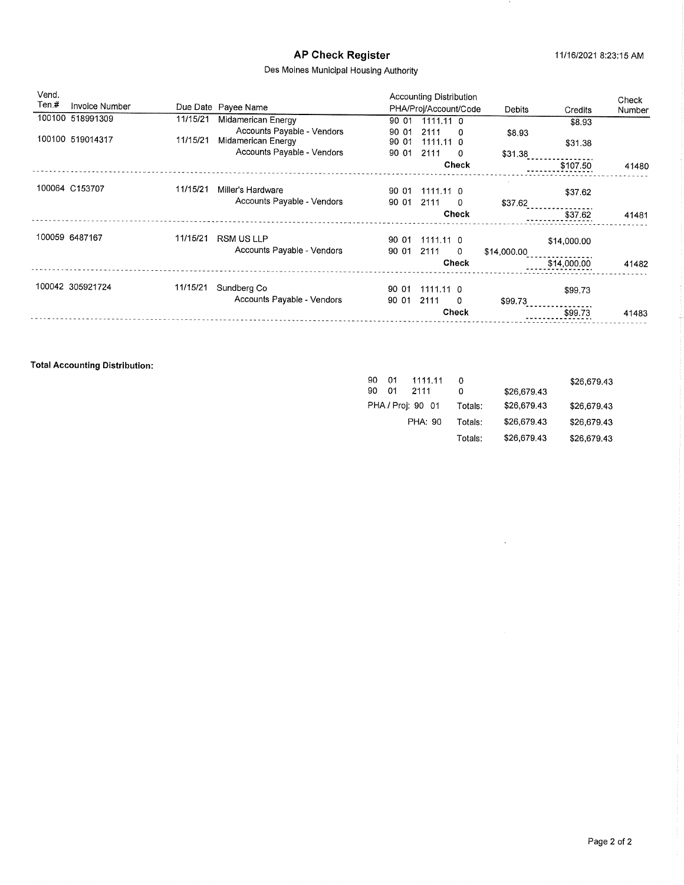# AP Check Register

11/16/2021 8:23:15 AM

Des Moines Municipal Housing Authority

| Vend. Ten.# | Invoice Number | Due Date | Payee Name | Accounting Distribution PHA/Proj/Account/Code | Debits | Credits | Check Number |
|---|---|---|---|---|---|---|---|
| 100100 | 518991309 | 11/15/21 | Midamerican Energy | 90 01 1111.11 0 | | $8.93 | |
| | | | Accounts Payable - Vendors | 90 01 2111 0 | $8.93 | | |
| 100100 | 519014317 | 11/15/21 | Midamerican Energy | 90 01 1111.11 0 | | $31.38 | |
| | | | Accounts Payable - Vendors | 90 01 2111 0 | $31.38 | | |
| | | | | **Check** | | $107.50 | 41480 |
| 100064 | C153707 | 11/15/21 | Miller's Hardware | 90 01 1111.11 0 | | $37.62 | |
| | | | Accounts Payable - Vendors | 90 01 2111 0 | $37.62 | | |
| | | | | **Check** | | $37.62 | 41481 |
| 100059 | 6487167 | 11/15/21 | RSM US LLP | 90 01 1111.11 0 | | $14,000.00 | |
| | | | Accounts Payable - Vendors | 90 01 2111 0 | $14,000.00 | | |
| | | | | **Check** | | $14,000.00 | 41482 |
| 100042 | 305921724 | 11/15/21 | Sundberg Co | 90 01 1111.11 0 | | $99.73 | |
| | | | Accounts Payable - Vendors | 90 01 2111 0 | $99.73 | | |
| | | | | **Check** | | $99.73 | 41483 |

**Total Accounting Distribution:**

| PHA | Proj | Account | Code | Debits | Credits |
|---|---|---|---|---|---|
| 90 | 01 | 1111.11 | 0 | | $26,679.43 |
| 90 | 01 | 2111 | 0 | $26,679.43 | |
| PHA / Proj: 90 01 | | | Totals: | $26,679.43 | $26,679.43 |
| PHA: 90 | | | Totals: | $26,679.43 | $26,679.43 |
| | | | Totals: | $26,679.43 | $26,679.43 |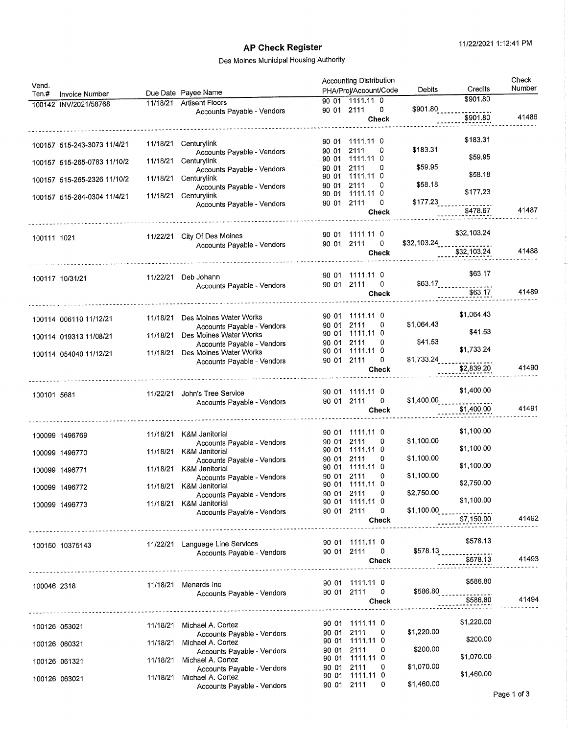# AP Check Register

11/22/2021 1:12:41 PM

Des Moines Municipal Housing Authority

| Vend. Ten.# | Invoice Number | Due Date | Payee Name | Accounting Distribution PHA/Proj/Account/Code | Debits | Credits | Check Number |
|---|---|---|---|---|---|---|---|
| 100142 | INV/2021/58768 | 11/18/21 | Artisent Floors | 90 01 1111.11 0 | | $901.80 | |
| | | | Accounts Payable - Vendors | 90 01 2111 0 | $901.80 | | |
| | | | | **Check** | | $901.80 | 41486 |
| 100157 | 515-243-3073 11/4/21 | 11/18/21 | Centurylink | 90 01 1111.11 0 | | $183.31 | |
| | | | Accounts Payable - Vendors | 90 01 2111 0 | $183.31 | | |
| 100157 | 515-265-0783 11/10/2 | 11/18/21 | Centurylink | 90 01 1111.11 0 | | $59.95 | |
| | | | Accounts Payable - Vendors | 90 01 2111 0 | $59.95 | | |
| 100157 | 515-265-2326 11/10/2 | 11/18/21 | Centurylink | 90 01 1111.11 0 | | $58.18 | |
| | | | Accounts Payable - Vendors | 90 01 2111 0 | $58.18 | | |
| 100157 | 515-284-0304 11/4/21 | 11/18/21 | Centurylink | 90 01 1111.11 0 | | $177.23 | |
| | | | Accounts Payable - Vendors | 90 01 2111 0 | $177.23 | | |
| | | | | **Check** | | $478.67 | 41487 |
| 100111 | 1021 | 11/22/21 | City Of Des Moines | 90 01 1111.11 0 | | $32,103.24 | |
| | | | Accounts Payable - Vendors | 90 01 2111 0 | $32,103.24 | | |
| | | | | **Check** | | $32,103.24 | 41488 |
| 100117 | 10/31/21 | 11/22/21 | Deb Johann | 90 01 1111.11 0 | | $63.17 | |
| | | | Accounts Payable - Vendors | 90 01 2111 0 | $63.17 | | |
| | | | | **Check** | | $63.17 | 41489 |
| 100114 | 006110 11/12/21 | 11/18/21 | Des Moines Water Works | 90 01 1111.11 0 | | $1,064.43 | |
| | | | Accounts Payable - Vendors | 90 01 2111 0 | $1,064.43 | | |
| 100114 | 019313 11/08/21 | 11/18/21 | Des Moines Water Works | 90 01 1111.11 0 | | $41.53 | |
| | | | Accounts Payable - Vendors | 90 01 2111 0 | $41.53 | | |
| 100114 | 054040 11/12/21 | 11/18/21 | Des Moines Water Works | 90 01 1111.11 0 | | $1,733.24 | |
| | | | Accounts Payable - Vendors | 90 01 2111 0 | $1,733.24 | | |
| | | | | **Check** | | $2,839.20 | 41490 |
| 100101 | 5681 | 11/22/21 | John's Tree Service | 90 01 1111.11 0 | | $1,400.00 | |
| | | | Accounts Payable - Vendors | 90 01 2111 0 | $1,400.00 | | |
| | | | | **Check** | | $1,400.00 | 41491 |
| 100099 | 1496769 | 11/18/21 | K&M Janitorial | 90 01 1111.11 0 | | $1,100.00 | |
| | | | Accounts Payable - Vendors | 90 01 2111 0 | $1,100.00 | | |
| 100099 | 1496770 | 11/18/21 | K&M Janitorial | 90 01 1111.11 0 | | $1,100.00 | |
| | | | Accounts Payable - Vendors | 90 01 2111 0 | $1,100.00 | | |
| 100099 | 1496771 | 11/18/21 | K&M Janitorial | 90 01 1111.11 0 | | $1,100.00 | |
| | | | Accounts Payable - Vendors | 90 01 2111 0 | $1,100.00 | | |
| 100099 | 1496772 | 11/18/21 | K&M Janitorial | 90 01 1111.11 0 | | $2,750.00 | |
| | | | Accounts Payable - Vendors | 90 01 2111 0 | $2,750.00 | | |
| 100099 | 1496773 | 11/18/21 | K&M Janitorial | 90 01 1111.11 0 | | $1,100.00 | |
| | | | Accounts Payable - Vendors | 90 01 2111 0 | $1,100.00 | | |
| | | | | **Check** | | $7,150.00 | 41492 |
| 100150 | 10375143 | 11/22/21 | Language Line Services | 90 01 1111.11 0 | | $578.13 | |
| | | | Accounts Payable - Vendors | 90 01 2111 0 | $578.13 | | |
| | | | | **Check** | | $578.13 | 41493 |
| 100046 | 2318 | 11/18/21 | Menards Inc | 90 01 1111.11 0 | | $586.80 | |
| | | | Accounts Payable - Vendors | 90 01 2111 0 | $586.80 | | |
| | | | | **Check** | | $586.80 | 41494 |
| 100126 | 053021 | 11/18/21 | Michael A. Cortez | 90 01 1111.11 0 | | $1,220.00 | |
| | | | Accounts Payable - Vendors | 90 01 2111 0 | $1,220.00 | | |
| 100126 | 060321 | 11/18/21 | Michael A. Cortez | 90 01 1111.11 0 | | $200.00 | |
| | | | Accounts Payable - Vendors | 90 01 2111 0 | $200.00 | | |
| 100126 | 061321 | 11/18/21 | Michael A. Cortez | 90 01 1111.11 0 | | $1,070.00 | |
| | | | Accounts Payable - Vendors | 90 01 2111 0 | $1,070.00 | | |
| 100126 | 063021 | 11/18/21 | Michael A. Cortez | 90 01 1111.11 0 | | $1,460.00 | |
| | | | Accounts Payable - Vendors | 90 01 2111 0 | $1,460.00 | | |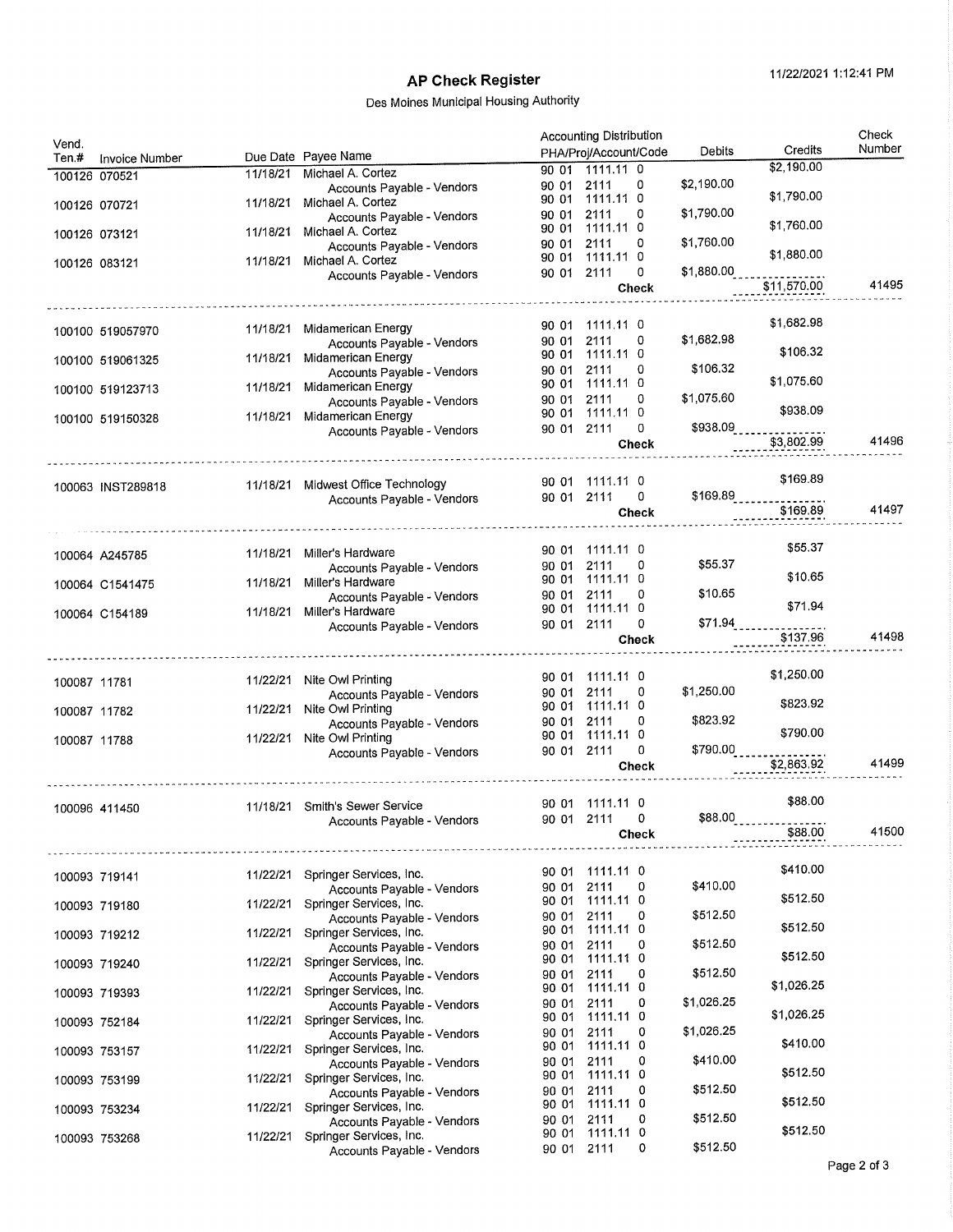# AP Check Register

Des Moines Municipal Housing Authority

11/22/2021 1:12:41 PM

| Vend. Ten.# | Invoice Number | Due Date | Payee Name | Accounting Distribution PHA/Proj/Account/Code | Debits | Credits | Check Number |
|---|---|---|---|---|---|---|---|
| 100126 | 070521 | 11/18/21 | Michael A. Cortez | 90 01 1111.11 0 | | $2,190.00 | |
| | | | Accounts Payable - Vendors | 90 01 2111 0 | $2,190.00 | | |
| 100126 | 070721 | 11/18/21 | Michael A. Cortez | 90 01 1111.11 0 | | $1,790.00 | |
| | | | Accounts Payable - Vendors | 90 01 2111 0 | $1,790.00 | | |
| 100126 | 073121 | 11/18/21 | Michael A. Cortez | 90 01 1111.11 0 | | $1,760.00 | |
| | | | Accounts Payable - Vendors | 90 01 2111 0 | $1,760.00 | | |
| 100126 | 083121 | 11/18/21 | Michael A. Cortez | 90 01 1111.11 0 | | $1,880.00 | |
| | | | Accounts Payable - Vendors | 90 01 2111 0 | $1,880.00 | | |
| | | | | **Check** | | $11,570.00 | 41495 |
| 100100 | 519057970 | 11/18/21 | Midamerican Energy | 90 01 1111.11 0 | | $1,682.98 | |
| | | | Accounts Payable - Vendors | 90 01 2111 0 | $1,682.98 | | |
| 100100 | 519061325 | 11/18/21 | Midamerican Energy | 90 01 1111.11 0 | | $106.32 | |
| | | | Accounts Payable - Vendors | 90 01 2111 0 | $106.32 | | |
| 100100 | 519123713 | 11/18/21 | Midamerican Energy | 90 01 1111.11 0 | | $1,075.60 | |
| | | | Accounts Payable - Vendors | 90 01 2111 0 | $1,075.60 | | |
| 100100 | 519150328 | 11/18/21 | Midamerican Energy | 90 01 1111.11 0 | | $938.09 | |
| | | | Accounts Payable - Vendors | 90 01 2111 0 | $938.09 | | |
| | | | | **Check** | | $3,802.99 | 41496 |
| 100063 | INST289818 | 11/18/21 | Midwest Office Technology | 90 01 1111.11 0 | | $169.89 | |
| | | | Accounts Payable - Vendors | 90 01 2111 0 | $169.89 | | |
| | | | | **Check** | | $169.89 | 41497 |
| 100064 | A245785 | 11/18/21 | Miller's Hardware | 90 01 1111.11 0 | | $55.37 | |
| | | | Accounts Payable - Vendors | 90 01 2111 0 | $55.37 | | |
| 100064 | C1541475 | 11/18/21 | Miller's Hardware | 90 01 1111.11 0 | | $10.65 | |
| | | | Accounts Payable - Vendors | 90 01 2111 0 | $10.65 | | |
| 100064 | C154189 | 11/18/21 | Miller's Hardware | 90 01 1111.11 0 | | $71.94 | |
| | | | Accounts Payable - Vendors | 90 01 2111 0 | $71.94 | | |
| | | | | **Check** | | $137.96 | 41498 |
| 100087 | 11781 | 11/22/21 | Nite Owl Printing | 90 01 1111.11 0 | | $1,250.00 | |
| | | | Accounts Payable - Vendors | 90 01 2111 0 | $1,250.00 | | |
| 100087 | 11782 | 11/22/21 | Nite Owl Printing | 90 01 1111.11 0 | | $823.92 | |
| | | | Accounts Payable - Vendors | 90 01 2111 0 | $823.92 | | |
| 100087 | 11788 | 11/22/21 | Nite Owl Printing | 90 01 1111.11 0 | | $790.00 | |
| | | | Accounts Payable - Vendors | 90 01 2111 0 | $790.00 | | |
| | | | | **Check** | | $2,863.92 | 41499 |
| 100096 | 411450 | 11/18/21 | Smith's Sewer Service | 90 01 1111.11 0 | | $88.00 | |
| | | | Accounts Payable - Vendors | 90 01 2111 0 | $88.00 | | |
| | | | | **Check** | | $88.00 | 41500 |
| 100093 | 719141 | 11/22/21 | Springer Services, Inc. | 90 01 1111.11 0 | | $410.00 | |
| | | | Accounts Payable - Vendors | 90 01 2111 0 | $410.00 | | |
| 100093 | 719180 | 11/22/21 | Springer Services, Inc. | 90 01 1111.11 0 | | $512.50 | |
| | | | Accounts Payable - Vendors | 90 01 2111 0 | $512.50 | | |
| 100093 | 719212 | 11/22/21 | Springer Services, Inc. | 90 01 1111.11 0 | | $512.50 | |
| | | | Accounts Payable - Vendors | 90 01 2111 0 | $512.50 | | |
| 100093 | 719240 | 11/22/21 | Springer Services, Inc. | 90 01 1111.11 0 | | $512.50 | |
| | | | Accounts Payable - Vendors | 90 01 2111 0 | $512.50 | | |
| 100093 | 719393 | 11/22/21 | Springer Services, Inc. | 90 01 1111.11 0 | | $1,026.25 | |
| | | | Accounts Payable - Vendors | 90 01 2111 0 | $1,026.25 | | |
| 100093 | 752184 | 11/22/21 | Springer Services, Inc. | 90 01 1111.11 0 | | $1,026.25 | |
| | | | Accounts Payable - Vendors | 90 01 2111 0 | $1,026.25 | | |
| 100093 | 753157 | 11/22/21 | Springer Services, Inc. | 90 01 1111.11 0 | | $410.00 | |
| | | | Accounts Payable - Vendors | 90 01 2111 0 | $410.00 | | |
| 100093 | 753199 | 11/22/21 | Springer Services, Inc. | 90 01 1111.11 0 | | $512.50 | |
| | | | Accounts Payable - Vendors | 90 01 2111 0 | $512.50 | | |
| 100093 | 753234 | 11/22/21 | Springer Services, Inc. | 90 01 1111.11 0 | | $512.50 | |
| | | | Accounts Payable - Vendors | 90 01 2111 0 | $512.50 | | |
| 100093 | 753268 | 11/22/21 | Springer Services, Inc. | 90 01 1111.11 0 | | $512.50 | |
| | | | Accounts Payable - Vendors | 90 01 2111 0 | $512.50 | | |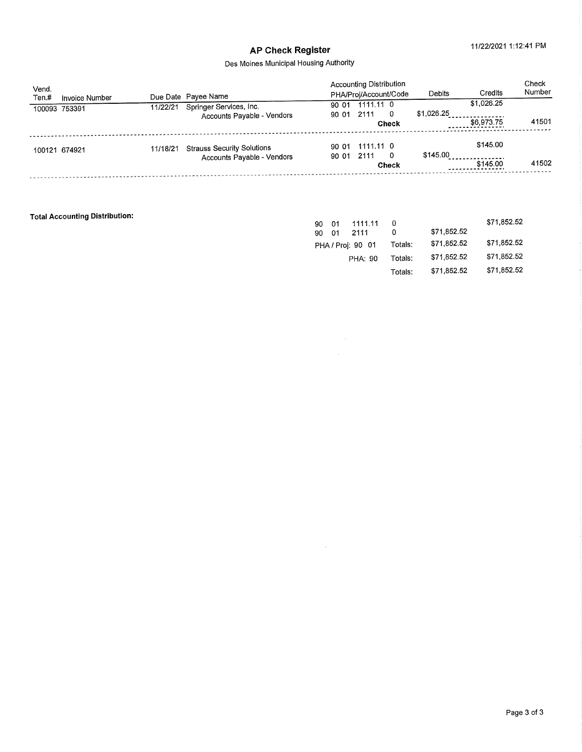# AP Check Register

11/22/2021 1:12:41 PM

Des Moines Municipal Housing Authority

| Vend. Ten.# | Invoice Number | Due Date | Payee Name | Accounting Distribution PHA/Proj/Account/Code | Debits | Credits | Check Number |
|---|---|---|---|---|---|---|---|
| 100093 | 753391 | 11/22/21 | Springer Services, Inc. | 90 01 1111.11 0 | | $1,026.25 | |
| | | | Accounts Payable - Vendors | 90 01 2111 0 | $1,026.25 | | |
| | | | | **Check** | | $6,973.75 | 41501 |
| 100121 | 674921 | 11/18/21 | Strauss Security Solutions | 90 01 1111.11 0 | | $145.00 | |
| | | | Accounts Payable - Vendors | 90 01 2111 0 | $145.00 | | |
| | | | | **Check** | | $145.00 | 41502 |

**Total Accounting Distribution:**

| | | | | Debits | Credits |
|---|---|---|---|---|---|
| 90 | 01 | 1111.11 | 0 | | $71,852.52 |
| 90 | 01 | 2111 | 0 | $71,852.52 | |
| PHA / Proj: 90 01 | | | Totals: | $71,852.52 | $71,852.52 |
| | | PHA: 90 | Totals: | $71,852.52 | $71,852.52 |
| | | | Totals: | $71,852.52 | $71,852.52 |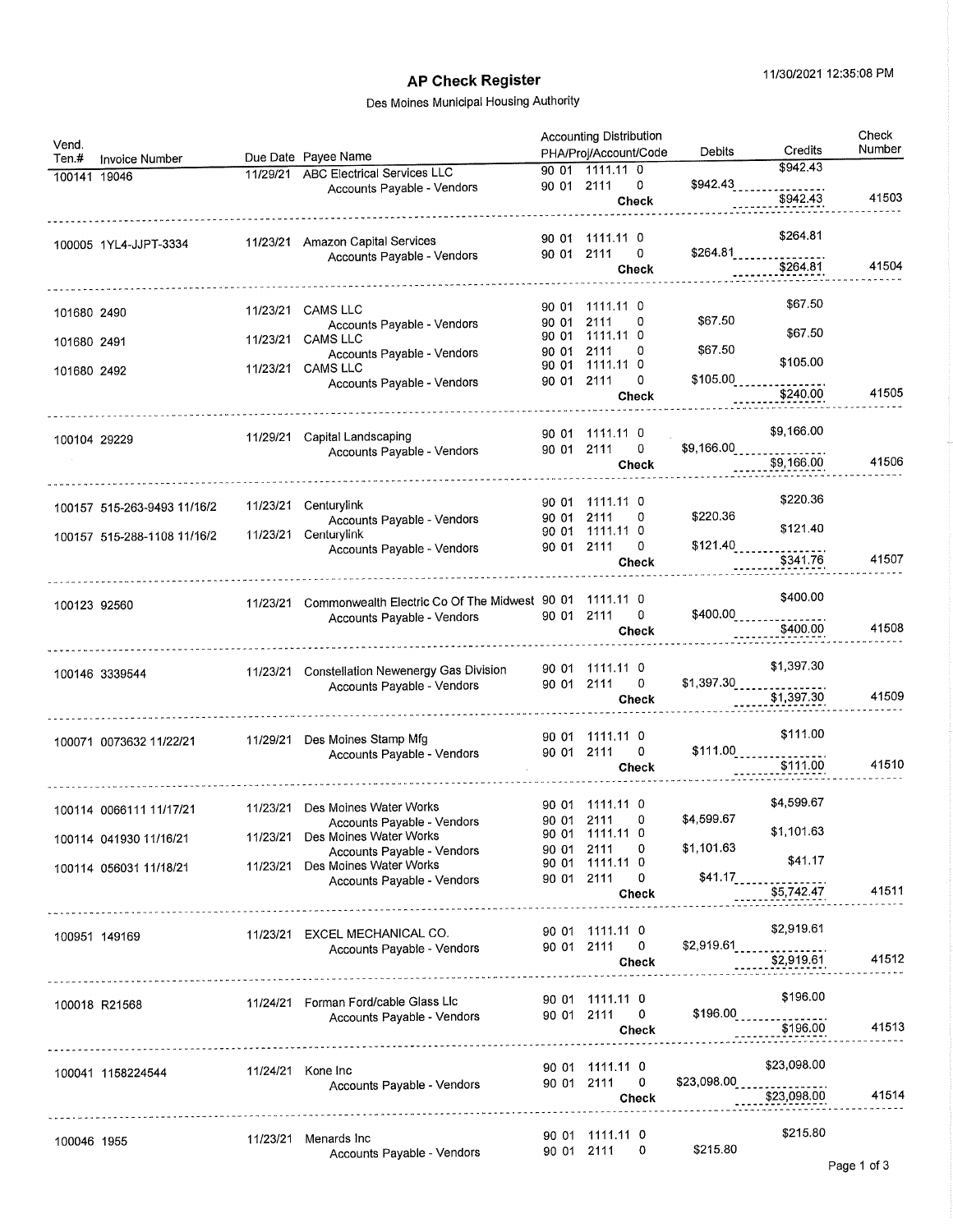11/30/2021 12:35:08 PM

# AP Check Register

Des Moines Municipal Housing Authority

| Vend. Ten.# | Invoice Number | Due Date | Payee Name | Accounting Distribution PHA/Proj/Account/Code | Debits | Credits | Check Number |
|---|---|---|---|---|---|---|---|
| 100141 | 19046 | 11/29/21 | ABC Electrical Services LLC | 90 01 1111.11 0 | | $942.43 | |
| | | | Accounts Payable - Vendors | 90 01 2111 0 | $942.43 | | |
| | | | | **Check** | | $942.43 | 41503 |
| 100005 | 1YL4-JJPT-3334 | 11/23/21 | Amazon Capital Services | 90 01 1111.11 0 | | $264.81 | |
| | | | Accounts Payable - Vendors | 90 01 2111 0 | $264.81 | | |
| | | | | **Check** | | $264.81 | 41504 |
| 101680 | 2490 | 11/23/21 | CAMS LLC | 90 01 1111.11 0 | | $67.50 | |
| | | | Accounts Payable - Vendors | 90 01 2111 0 | $67.50 | | |
| 101680 | 2491 | 11/23/21 | CAMS LLC | 90 01 1111.11 0 | | $67.50 | |
| | | | Accounts Payable - Vendors | 90 01 2111 0 | $67.50 | | |
| 101680 | 2492 | 11/23/21 | CAMS LLC | 90 01 1111.11 0 | | $105.00 | |
| | | | Accounts Payable - Vendors | 90 01 2111 0 | $105.00 | | |
| | | | | **Check** | | $240.00 | 41505 |
| 100104 | 29229 | 11/29/21 | Capital Landscaping | 90 01 1111.11 0 | | $9,166.00 | |
| | | | Accounts Payable - Vendors | 90 01 2111 0 | $9,166.00 | | |
| | | | | **Check** | | $9,166.00 | 41506 |
| 100157 | 515-263-9493 11/16/2 | 11/23/21 | Centurylink | 90 01 1111.11 0 | | $220.36 | |
| | | | Accounts Payable - Vendors | 90 01 2111 0 | $220.36 | | |
| 100157 | 515-288-1108 11/16/2 | 11/23/21 | Centurylink | 90 01 1111.11 0 | | $121.40 | |
| | | | Accounts Payable - Vendors | 90 01 2111 0 | $121.40 | | |
| | | | | **Check** | | $341.76 | 41507 |
| 100123 | 92560 | 11/23/21 | Commonwealth Electric Co Of The Midwest | 90 01 1111.11 0 | | $400.00 | |
| | | | Accounts Payable - Vendors | 90 01 2111 0 | $400.00 | | |
| | | | | **Check** | | $400.00 | 41508 |
| 100146 | 3339544 | 11/23/21 | Constellation Newenergy Gas Division | 90 01 1111.11 0 | | $1,397.30 | |
| | | | Accounts Payable - Vendors | 90 01 2111 0 | $1,397.30 | | |
| | | | | **Check** | | $1,397.30 | 41509 |
| 100071 | 0073632 11/22/21 | 11/29/21 | Des Moines Stamp Mfg | 90 01 1111.11 0 | | $111.00 | |
| | | | Accounts Payable - Vendors | 90 01 2111 0 | $111.00 | | |
| | | | | **Check** | | $111.00 | 41510 |
| 100114 | 0066111 11/17/21 | 11/23/21 | Des Moines Water Works | 90 01 1111.11 0 | | $4,599.67 | |
| | | | Accounts Payable - Vendors | 90 01 2111 0 | $4,599.67 | | |
| 100114 | 041930 11/16/21 | 11/23/21 | Des Moines Water Works | 90 01 1111.11 0 | | $1,101.63 | |
| | | | Accounts Payable - Vendors | 90 01 2111 0 | $1,101.63 | | |
| 100114 | 056031 11/18/21 | 11/23/21 | Des Moines Water Works | 90 01 1111.11 0 | | $41.17 | |
| | | | Accounts Payable - Vendors | 90 01 2111 0 | $41.17 | | |
| | | | | **Check** | | $5,742.47 | 41511 |
| 100951 | 149169 | 11/23/21 | EXCEL MECHANICAL CO. | 90 01 1111.11 0 | | $2,919.61 | |
| | | | Accounts Payable - Vendors | 90 01 2111 0 | $2,919.61 | | |
| | | | | **Check** | | $2,919.61 | 41512 |
| 100018 | R21568 | 11/24/21 | Forman Ford/cable Glass Llc | 90 01 1111.11 0 | | $196.00 | |
| | | | Accounts Payable - Vendors | 90 01 2111 0 | $196.00 | | |
| | | | | **Check** | | $196.00 | 41513 |
| 100041 | 1158224544 | 11/24/21 | Kone Inc | 90 01 1111.11 0 | | $23,098.00 | |
| | | | Accounts Payable - Vendors | 90 01 2111 0 | $23,098.00 | | |
| | | | | **Check** | | $23,098.00 | 41514 |
| 100046 | 1955 | 11/23/21 | Menards Inc | 90 01 1111.11 0 | | $215.80 | |
| | | | Accounts Payable - Vendors | 90 01 2111 0 | $215.80 | | |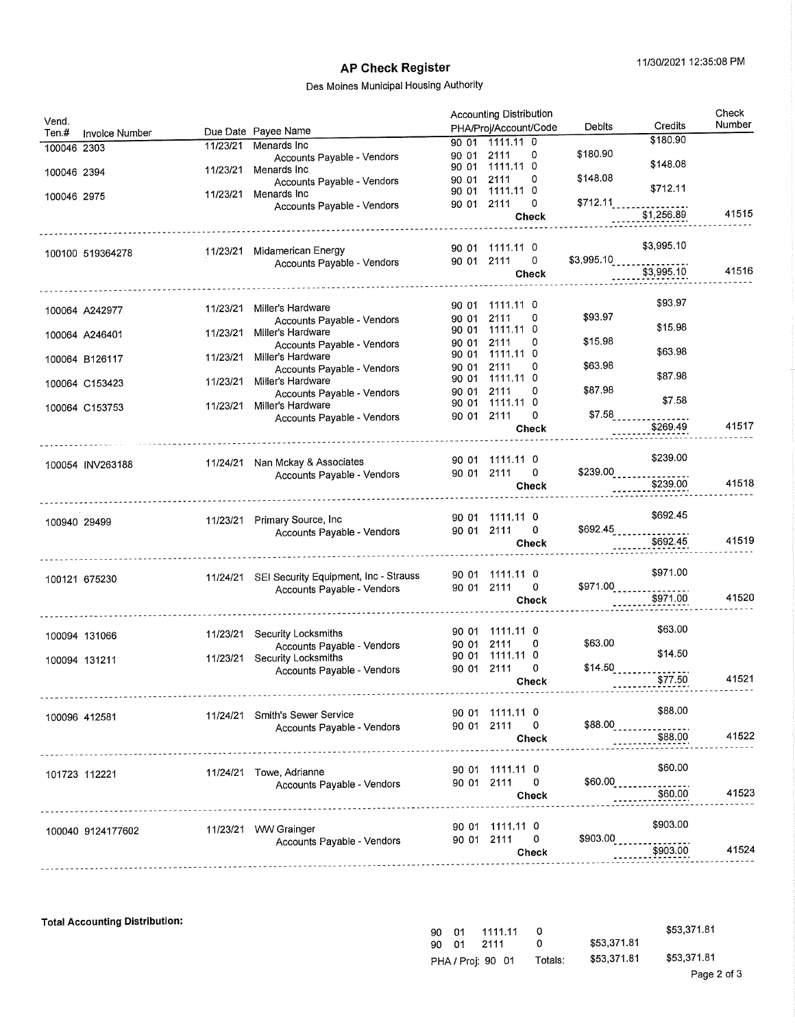## AP Check Register

11/30/2021 12:35:08 PM

Des Moines Municipal Housing Authority

| Vend. Ten.# | Invoice Number | Due Date | Payee Name | Accounting Distribution PHA/Proj/Account/Code | Debits | Credits | Check Number |
|---|---|---|---|---|---|---|---|
| 100046 | 2303 | 11/23/21 | Menards Inc | 90 01 1111.11 0 | | $180.90 | |
| | | | Accounts Payable - Vendors | 90 01 2111 0 | $180.90 | | |
| 100046 | 2394 | 11/23/21 | Menards Inc | 90 01 1111.11 0 | | $148.08 | |
| | | | Accounts Payable - Vendors | 90 01 2111 0 | $148.08 | | |
| 100046 | 2975 | 11/23/21 | Menards Inc | 90 01 1111.11 0 | | $712.11 | |
| | | | Accounts Payable - Vendors | 90 01 2111 0 | $712.11 | | |
| | | | | **Check** | | $1,256.89 | 41515 |
| 100100 | 519364278 | 11/23/21 | Midamerican Energy | 90 01 1111.11 0 | | $3,995.10 | |
| | | | Accounts Payable - Vendors | 90 01 2111 0 | $3,995.10 | | |
| | | | | **Check** | | $3,995.10 | 41516 |
| 100064 | A242977 | 11/23/21 | Miller's Hardware | 90 01 1111.11 0 | | $93.97 | |
| | | | Accounts Payable - Vendors | 90 01 2111 0 | $93.97 | | |
| 100064 | A246401 | 11/23/21 | Miller's Hardware | 90 01 1111.11 0 | | $15.98 | |
| | | | Accounts Payable - Vendors | 90 01 2111 0 | $15.98 | | |
| 100064 | B126117 | 11/23/21 | Miller's Hardware | 90 01 1111.11 0 | | $63.98 | |
| | | | Accounts Payable - Vendors | 90 01 2111 0 | $63.98 | | |
| 100064 | C153423 | 11/23/21 | Miller's Hardware | 90 01 1111.11 0 | | $87.98 | |
| | | | Accounts Payable - Vendors | 90 01 2111 0 | $87.98 | | |
| 100064 | C153753 | 11/23/21 | Miller's Hardware | 90 01 1111.11 0 | | $7.58 | |
| | | | Accounts Payable - Vendors | 90 01 2111 0 | $7.58 | | |
| | | | | **Check** | | $269.49 | 41517 |
| 100054 | INV263188 | 11/24/21 | Nan Mckay & Associates | 90 01 1111.11 0 | | $239.00 | |
| | | | Accounts Payable - Vendors | 90 01 2111 0 | $239.00 | | |
| | | | | **Check** | | $239.00 | 41518 |
| 100940 | 29499 | 11/23/21 | Primary Source, Inc | 90 01 1111.11 0 | | $692.45 | |
| | | | Accounts Payable - Vendors | 90 01 2111 0 | $692.45 | | |
| | | | | **Check** | | $692.45 | 41519 |
| 100121 | 675230 | 11/24/21 | SEI Security Equipment, Inc - Strauss | 90 01 1111.11 0 | | $971.00 | |
| | | | Accounts Payable - Vendors | 90 01 2111 0 | $971.00 | | |
| | | | | **Check** | | $971.00 | 41520 |
| 100094 | 131066 | 11/23/21 | Security Locksmiths | 90 01 1111.11 0 | | $63.00 | |
| | | | Accounts Payable - Vendors | 90 01 2111 0 | $63.00 | | |
| 100094 | 131211 | 11/23/21 | Security Locksmiths | 90 01 1111.11 0 | | $14.50 | |
| | | | Accounts Payable - Vendors | 90 01 2111 0 | $14.50 | | |
| | | | | **Check** | | $77.50 | 41521 |
| 100096 | 412581 | 11/24/21 | Smith's Sewer Service | 90 01 1111.11 0 | | $88.00 | |
| | | | Accounts Payable - Vendors | 90 01 2111 0 | $88.00 | | |
| | | | | **Check** | | $88.00 | 41522 |
| 101723 | 112221 | 11/24/21 | Towe, Adrianne | 90 01 1111.11 0 | | $60.00 | |
| | | | Accounts Payable - Vendors | 90 01 2111 0 | $60.00 | | |
| | | | | **Check** | | $60.00 | 41523 |
| 100040 | 9124177602 | 11/23/21 | WW Grainger | 90 01 1111.11 0 | | $903.00 | |
| | | | Accounts Payable - Vendors | 90 01 2111 0 | $903.00 | | |
| | | | | **Check** | | $903.00 | 41524 |

**Total Accounting Distribution:**

| | | Debits | Credits |
|---|---|---|---|
| 90 01 1111.11 0 | | | $53,371.81 |
| 90 01 2111 0 | | $53,371.81 | |
| PHA / Proj: 90 01 | Totals: | $53,371.81 | $53,371.81 |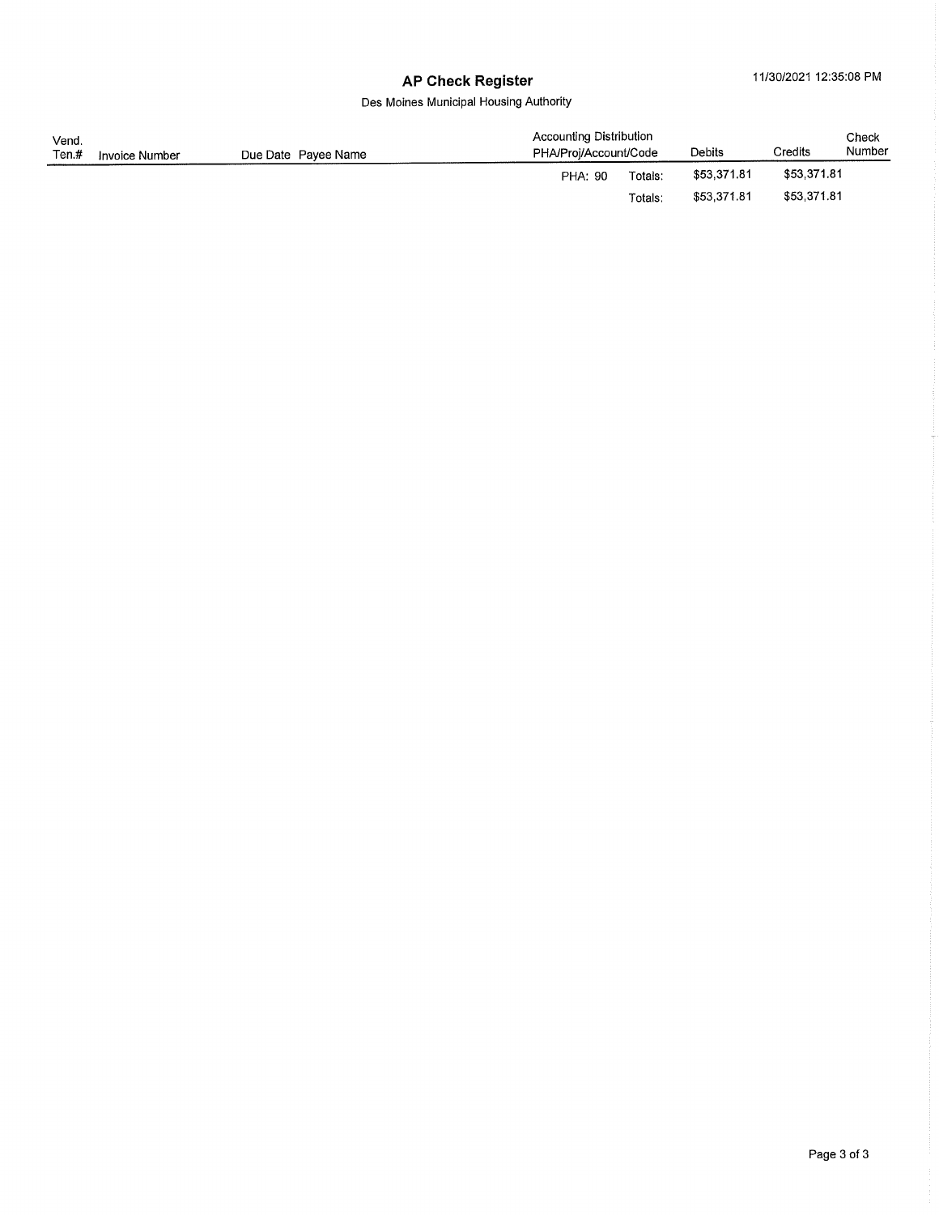# AP Check Register

11/30/2021 12:35:08 PM

Des Moines Municipal Housing Authority

| Vend. Ten.# | Invoice Number | Due Date | Payee Name | Accounting Distribution PHA/Proj/Account/Code | | Debits | Credits | Check Number |
|---|---|---|---|---|---|---|---|---|
| | | | | PHA: 90 | Totals: | $53,371.81 | $53,371.81 | |
| | | | | | Totals: | $53,371.81 | $53,371.81 | |